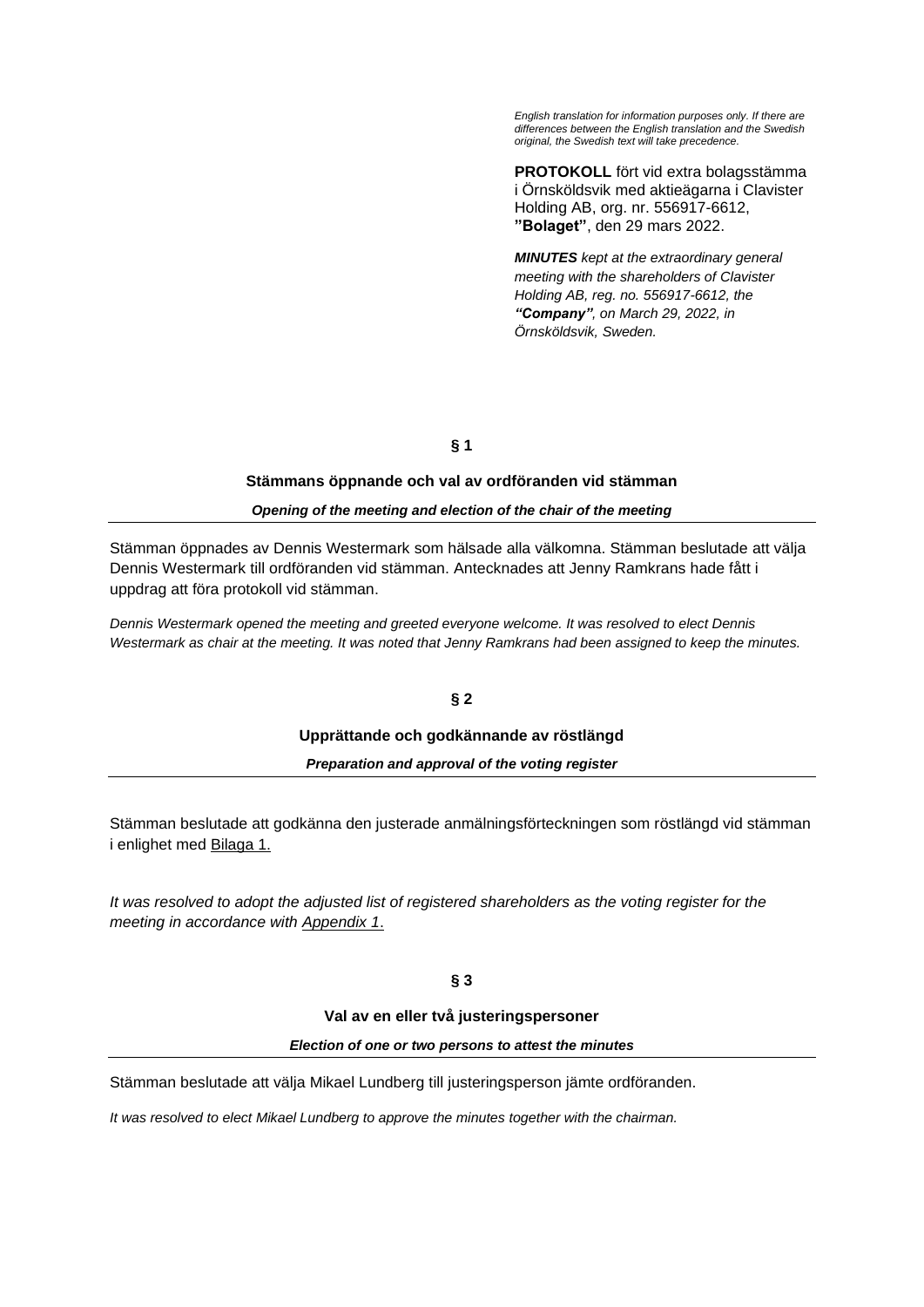*English translation for information purposes only. If there are differences between the English translation and the Swedish original, the Swedish text will take precedence.*

**PROTOKOLL** fört vid extra bolagsstämma i Örnsköldsvik med aktieägarna i Clavister Holding AB, org. nr. 556917-6612, **"Bolaget"**, den 29 mars 2022.

***MINUTES** kept at the extraordinary general meeting with the shareholders of Clavister Holding AB, reg. no. 556917-6612, the **"Company"**, on March 29, 2022, in Örnsköldsvik, Sweden.*

## § 1

### Stämmans öppnande och val av ordföranden vid stämman

***Opening of the meeting and election of the chair of the meeting***

Stämman öppnades av Dennis Westermark som hälsade alla välkomna. Stämman beslutade att välja Dennis Westermark till ordföranden vid stämman. Antecknades att Jenny Ramkrans hade fått i uppdrag att föra protokoll vid stämman.

*Dennis Westermark opened the meeting and greeted everyone welcome. It was resolved to elect Dennis Westermark as chair at the meeting. It was noted that Jenny Ramkrans had been assigned to keep the minutes.*

## § 2

### Upprättande och godkännande av röstlängd

***Preparation and approval of the voting register***

Stämman beslutade att godkänna den justerade anmälningsförteckningen som röstlängd vid stämman i enlighet med Bilaga 1.

*It was resolved to adopt the adjusted list of registered shareholders as the voting register for the meeting in accordance with Appendix 1.*

## § 3

### Val av en eller två justeringspersoner

***Election of one or two persons to attest the minutes***

Stämman beslutade att välja Mikael Lundberg till justeringsperson jämte ordföranden.

*It was resolved to elect Mikael Lundberg to approve the minutes together with the chairman.*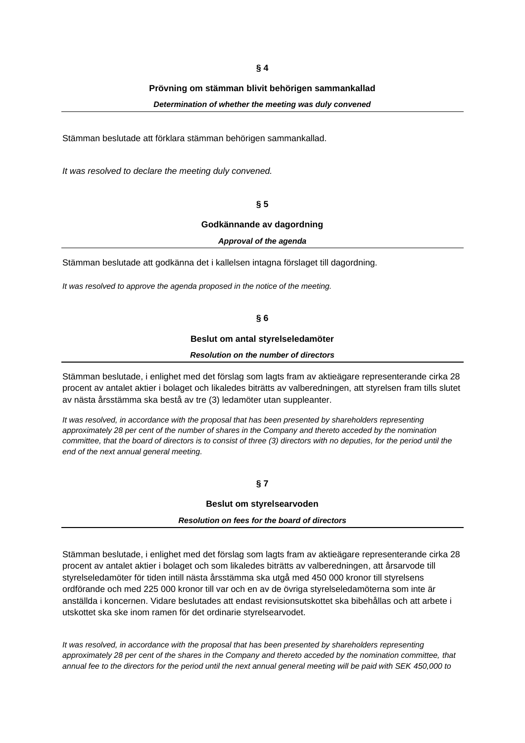**§ 4**

**Prövning om stämman blivit behörigen sammankallad**

***Determination of whether the meeting was duly convened***

Stämman beslutade att förklara stämman behörigen sammankallad.

*It was resolved to declare the meeting duly convened.*

**§ 5**

**Godkännande av dagordning**

***Approval of the agenda***

Stämman beslutade att godkänna det i kallelsen intagna förslaget till dagordning.

*It was resolved to approve the agenda proposed in the notice of the meeting.*

**§ 6**

**Beslut om antal styrelseledamöter**

***Resolution on the number of directors***

Stämman beslutade, i enlighet med det förslag som lagts fram av aktieägare representerande cirka 28 procent av antalet aktier i bolaget och likaledes biträtts av valberedningen, att styrelsen fram tills slutet av nästa årsstämma ska bestå av tre (3) ledamöter utan suppleanter.

*It was resolved, in accordance with the proposal that has been presented by shareholders representing approximately 28 per cent of the number of shares in the Company and thereto acceded by the nomination committee, that the board of directors is to consist of three (3) directors with no deputies, for the period until the end of the next annual general meeting.*

**§ 7**

**Beslut om styrelsearvoden**

***Resolution on fees for the board of directors***

Stämman beslutade, i enlighet med det förslag som lagts fram av aktieägare representerande cirka 28 procent av antalet aktier i bolaget och som likaledes biträtts av valberedningen, att årsarvode till styrelseledamöter för tiden intill nästa årsstämma ska utgå med 450 000 kronor till styrelsens ordförande och med 225 000 kronor till var och en av de övriga styrelseledamöterna som inte är anställda i koncernen. Vidare beslutades att endast revisionsutskottet ska bibehållas och att arbete i utskottet ska ske inom ramen för det ordinarie styrelsearvodet.

*It was resolved, in accordance with the proposal that has been presented by shareholders representing approximately 28 per cent of the shares in the Company and thereto acceded by the nomination committee, that annual fee to the directors for the period until the next annual general meeting will be paid with SEK 450,000 to*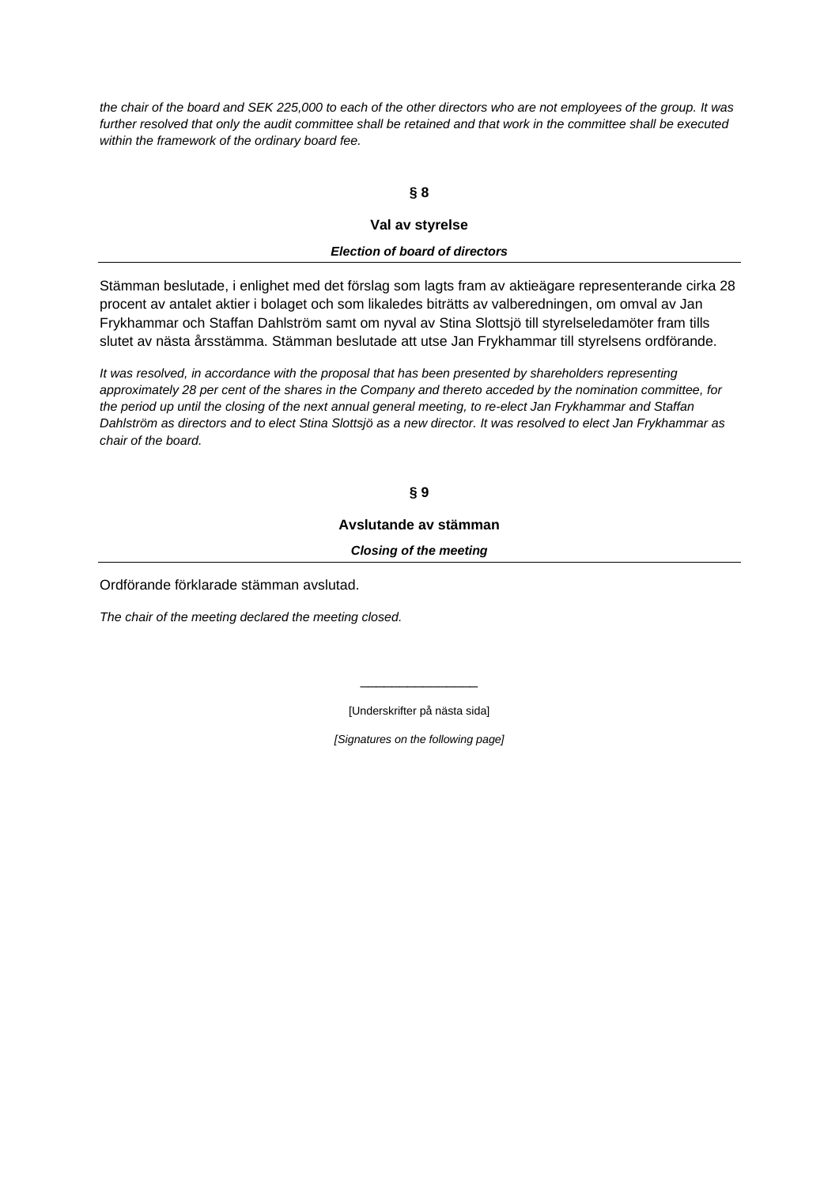*the chair of the board and SEK 225,000 to each of the other directors who are not employees of the group. It was further resolved that only the audit committee shall be retained and that work in the committee shall be executed within the framework of the ordinary board fee.*

**§ 8**

**Val av styrelse**

***Election of board of directors***

---

Stämman beslutade, i enlighet med det förslag som lagts fram av aktieägare representerande cirka 28 procent av antalet aktier i bolaget och som likaledes biträtts av valberedningen, om omval av Jan Frykhammar och Staffan Dahlström samt om nyval av Stina Slottsjö till styrelseledamöter fram tills slutet av nästa årsstämma. Stämman beslutade att utse Jan Frykhammar till styrelsens ordförande.

*It was resolved, in accordance with the proposal that has been presented by shareholders representing approximately 28 per cent of the shares in the Company and thereto acceded by the nomination committee, for the period up until the closing of the next annual general meeting, to re-elect Jan Frykhammar and Staffan Dahlström as directors and to elect Stina Slottsjö as a new director. It was resolved to elect Jan Frykhammar as chair of the board.*

**§ 9**

**Avslutande av stämman**

***Closing of the meeting***

---

Ordförande förklarade stämman avslutad.

*The chair of the meeting declared the meeting closed.*

\_\_\_\_\_\_\_\_\_\_\_\_\_\_\_\_

[Underskrifter på nästa sida]

*[Signatures on the following page]*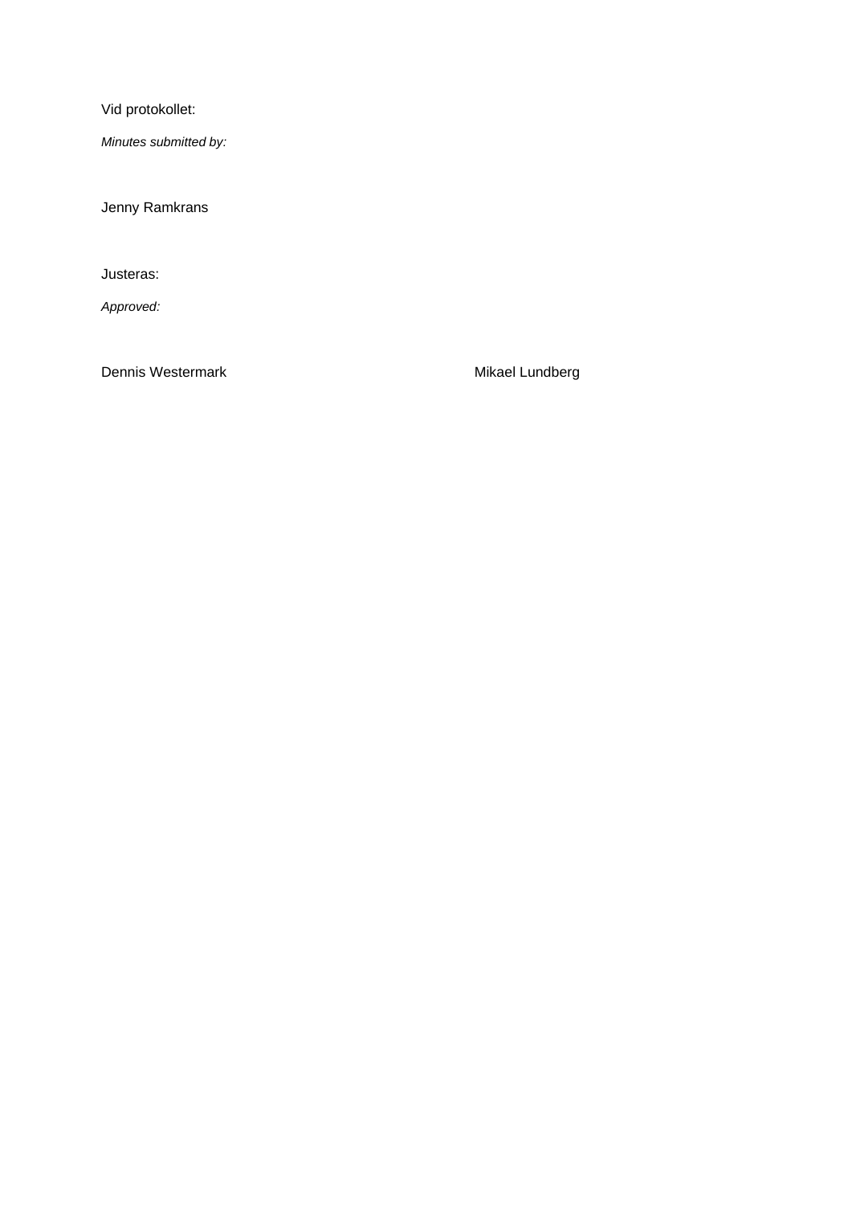Vid protokollet:

*Minutes submitted by:*

Jenny Ramkrans

Justeras:

*Approved:*

Dennis Westermark

Mikael Lundberg